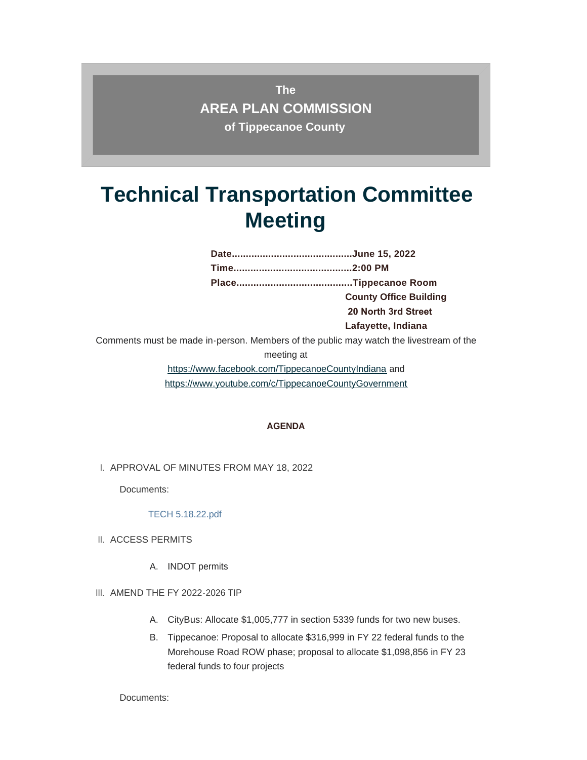**The**

**AREA PLAN COMMISSION**

**of Tippecanoe County**

# Technical Transportation Committee Meeting

**Date..........................................June 15, 2022**
**Time.........................................2:00 PM**
**Place........................................Tippecanoe Room**
**County Office Building**
**20 North 3rd Street**
**Lafayette, Indiana**

Comments must be made in-person. Members of the public may watch the livestream of the meeting at

https://www.facebook.com/TippecanoeCountyIndiana and
https://www.youtube.com/c/TippecanoeCountyGovernment

**AGENDA**

I. APPROVAL OF MINUTES FROM MAY 18, 2022

Documents:

TECH 5.18.22.pdf

II. ACCESS PERMITS

A. INDOT permits

III. AMEND THE FY 2022-2026 TIP

A. CityBus: Allocate $1,005,777 in section 5339 funds for two new buses.

B. Tippecanoe: Proposal to allocate $316,999 in FY 22 federal funds to the Morehouse Road ROW phase; proposal to allocate $1,098,856 in FY 23 federal funds to four projects

Documents: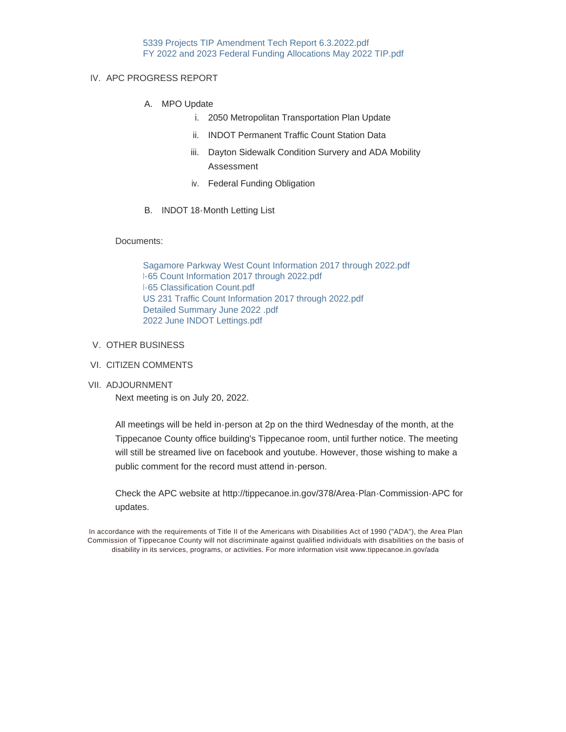5339 Projects TIP Amendment Tech Report 6.3.2022.pdf
FY 2022 and 2023 Federal Funding Allocations May 2022 TIP.pdf

IV. APC PROGRESS REPORT

A. MPO Update

i. 2050 Metropolitan Transportation Plan Update

ii. INDOT Permanent Traffic Count Station Data

iii. Dayton Sidewalk Condition Survery and ADA Mobility Assessment

iv. Federal Funding Obligation

B. INDOT 18-Month Letting List

Documents:

Sagamore Parkway West Count Information 2017 through 2022.pdf
I-65 Count Information 2017 through 2022.pdf
I-65 Classification Count.pdf
US 231 Traffic Count Information 2017 through 2022.pdf
Detailed Summary June 2022 .pdf
2022 June INDOT Lettings.pdf

V. OTHER BUSINESS

VI. CITIZEN COMMENTS

VII. ADJOURNMENT

Next meeting is on July 20, 2022.

All meetings will be held in-person at 2p on the third Wednesday of the month, at the Tippecanoe County office building's Tippecanoe room, until further notice. The meeting will still be streamed live on facebook and youtube. However, those wishing to make a public comment for the record must attend in-person.

Check the APC website at http://tippecanoe.in.gov/378/Area-Plan-Commission-APC for updates.

In accordance with the requirements of Title II of the Americans with Disabilities Act of 1990 ("ADA"), the Area Plan Commission of Tippecanoe County will not discriminate against qualified individuals with disabilities on the basis of disability in its services, programs, or activities. For more information visit www.tippecanoe.in.gov/ada